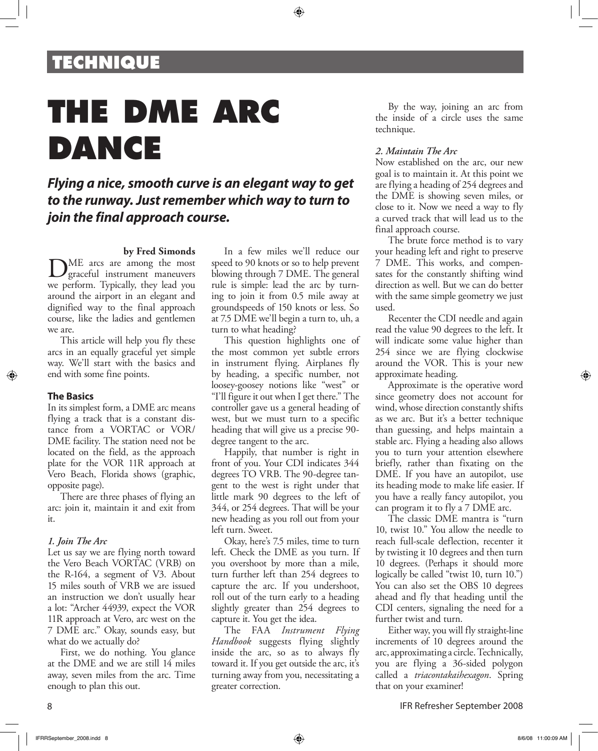# THE DME ARC DANCE

***Flying a nice, smooth curve is an elegant way to get to the runway. Just remember which way to turn to join the final approach course.***

**by Fred Simonds**

DME arcs are among the most graceful instrument maneuvers we perform. Typically, they lead you around the airport in an elegant and dignified way to the final approach course, like the ladies and gentlemen we are.

This article will help you fly these arcs in an equally graceful yet simple way. We'll start with the basics and end with some fine points.

## The Basics

In its simplest form, a DME arc means flying a track that is a constant distance from a VORTAC or VOR/DME facility. The station need not be located on the field, as the approach plate for the VOR 11R approach at Vero Beach, Florida shows (graphic, opposite page).

There are three phases of flying an arc: join it, maintain it and exit from it.

### *1. Join The Arc*

Let us say we are flying north toward the Vero Beach VORTAC (VRB) on the R-164, a segment of V3. About 15 miles south of VRB we are issued an instruction we don't usually hear a lot: "Archer 44939, expect the VOR 11R approach at Vero, arc west on the 7 DME arc." Okay, sounds easy, but what do we actually do?

First, we do nothing. You glance at the DME and we are still 14 miles away, seven miles from the arc. Time enough to plan this out.

In a few miles we'll reduce our speed to 90 knots or so to help prevent blowing through 7 DME. The general rule is simple: lead the arc by turning to join it from 0.5 mile away at groundspeeds of 150 knots or less. So at 7.5 DME we'll begin a turn to, uh, a turn to what heading?

This question highlights one of the most common yet subtle errors in instrument flying. Airplanes fly by heading, a specific number, not loosey-goosey notions like "west" or "I'll figure it out when I get there." The controller gave us a general heading of west, but we must turn to a specific heading that will give us a precise 90-degree tangent to the arc.

Happily, that number is right in front of you. Your CDI indicates 344 degrees TO VRB. The 90-degree tangent to the west is right under that little mark 90 degrees to the left of 344, or 254 degrees. That will be your new heading as you roll out from your left turn. Sweet.

Okay, here's 7.5 miles, time to turn left. Check the DME as you turn. If you overshoot by more than a mile, turn further left than 254 degrees to capture the arc. If you undershoot, roll out of the turn early to a heading slightly greater than 254 degrees to capture it. You get the idea.

The FAA *Instrument Flying Handbook* suggests flying slightly inside the arc, so as to always fly toward it. If you get outside the arc, it's turning away from you, necessitating a greater correction.

By the way, joining an arc from the inside of a circle uses the same technique.

### *2. Maintain The Arc*

Now established on the arc, our new goal is to maintain it. At this point we are flying a heading of 254 degrees and the DME is showing seven miles, or close to it. Now we need a way to fly a curved track that will lead us to the final approach course.

The brute force method is to vary your heading left and right to preserve 7 DME. This works, and compensates for the constantly shifting wind direction as well. But we can do better with the same simple geometry we just used.

Recenter the CDI needle and again read the value 90 degrees to the left. It will indicate some value higher than 254 since we are flying clockwise around the VOR. This is your new approximate heading.

Approximate is the operative word since geometry does not account for wind, whose direction constantly shifts as we arc. But it's a better technique than guessing, and helps maintain a stable arc. Flying a heading also allows you to turn your attention elsewhere briefly, rather than fixating on the DME. If you have an autopilot, use its heading mode to make life easier. If you have a really fancy autopilot, you can program it to fly a 7 DME arc.

The classic DME mantra is "turn 10, twist 10." You allow the needle to reach full-scale deflection, recenter it by twisting it 10 degrees and then turn 10 degrees. (Perhaps it should more logically be called "twist 10, turn 10.") You can also set the OBS 10 degrees ahead and fly that heading until the CDI centers, signaling the need for a further twist and turn.

Either way, you will fly straight-line increments of 10 degrees around the arc, approximating a circle. Technically, you are flying a 36-sided polygon called a *triacontakaihexagon*. Spring that on your examiner!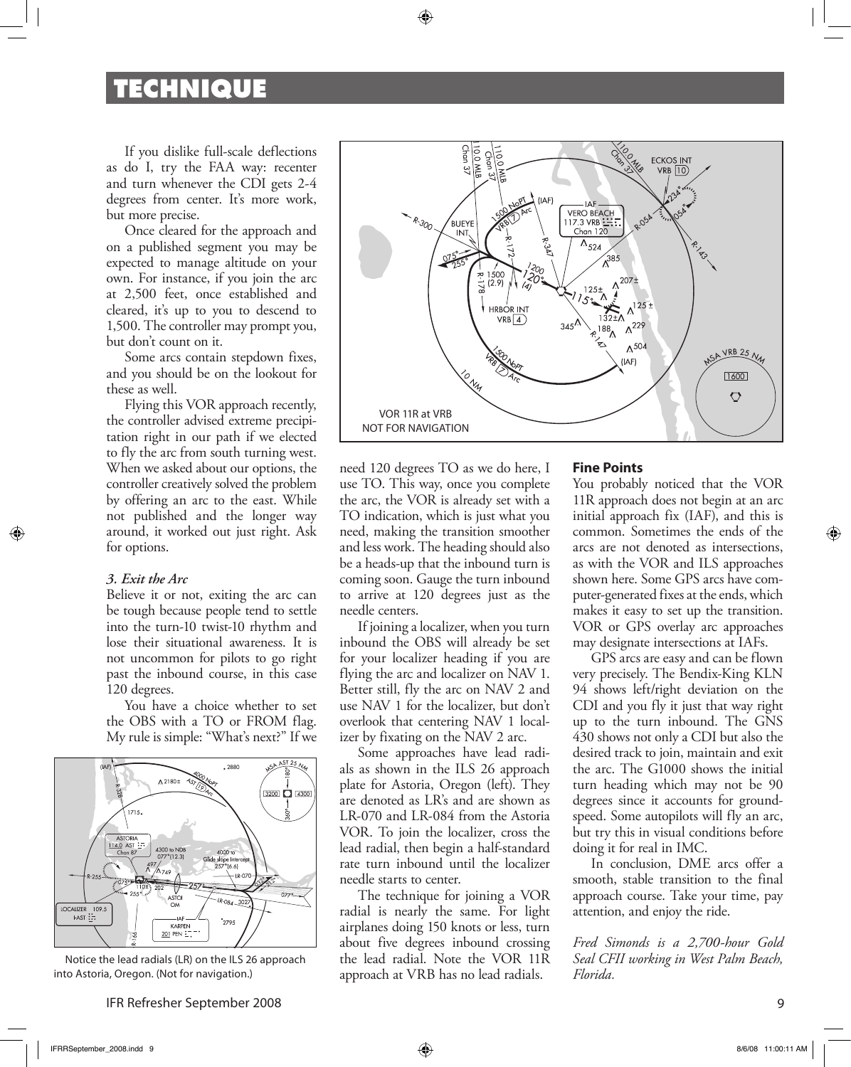## TECHNIQUE

If you dislike full-scale deflections as do I, try the FAA way: recenter and turn whenever the CDI gets 2-4 degrees from center. It's more work, but more precise.

Once cleared for the approach and on a published segment you may be expected to manage altitude on your own. For instance, if you join the arc at 2,500 feet, once established and cleared, it's up to you to descend to 1,500. The controller may prompt you, but don't count on it.

Some arcs contain stepdown fixes, and you should be on the lookout for these as well.

Flying this VOR approach recently, the controller advised extreme precipitation right in our path if we elected to fly the arc from south turning west. When we asked about our options, the controller creatively solved the problem by offering an arc to the east. While not published and the longer way around, it worked out just right. Ask for options.

### *3. Exit the Arc*

Believe it or not, exiting the arc can be tough because people tend to settle into the turn-10 twist-10 rhythm and lose their situational awareness. It is not uncommon for pilots to go right past the inbound course, in this case 120 degrees.

You have a choice whether to set the OBS with a TO or FROM flag. My rule is simple: "What's next?" If we need 120 degrees TO as we do here, I use TO. This way, once you complete the arc, the VOR is already set with a TO indication, which is just what you need, making the transition smoother and less work. The heading should also be a heads-up that the inbound turn is coming soon. Gauge the turn inbound to arrive at 120 degrees just as the needle centers.

If joining a localizer, when you turn inbound the OBS will already be set for your localizer heading if you are flying the arc and localizer on NAV 1. Better still, fly the arc on NAV 2 and use NAV 1 for the localizer, but don't overlook that centering NAV 1 localizer by fixating on the NAV 2 arc.

Some approaches have lead radials as shown in the ILS 26 approach plate for Astoria, Oregon (left). They are denoted as LR's and are shown as LR-070 and LR-084 from the Astoria VOR. To join the localizer, cross the lead radial, then begin a half-standard rate turn inbound until the localizer needle starts to center.

The technique for joining a VOR radial is nearly the same. For light airplanes doing 150 knots or less, turn about five degrees inbound crossing the lead radial. Note the VOR 11R approach at VRB has no lead radials.

VOR 11R at VRB
NOT FOR NAVIGATION

Notice the lead radials (LR) on the ILS 26 approach into Astoria, Oregon. (Not for navigation.)

### Fine Points

You probably noticed that the VOR 11R approach does not begin at an arc initial approach fix (IAF), and this is common. Sometimes the ends of the arcs are not denoted as intersections, as with the VOR and ILS approaches shown here. Some GPS arcs have computer-generated fixes at the ends, which makes it easy to set up the transition. VOR or GPS overlay arc approaches may designate intersections at IAFs.

GPS arcs are easy and can be flown very precisely. The Bendix-King KLN 94 shows left/right deviation on the CDI and you fly it just that way right up to the turn inbound. The GNS 430 shows not only a CDI but also the desired track to join, maintain and exit the arc. The G1000 shows the initial turn heading which may not be 90 degrees since it accounts for groundspeed. Some autopilots will fly an arc, but try this in visual conditions before doing it for real in IMC.

In conclusion, DME arcs offer a smooth, stable transition to the final approach course. Take your time, pay attention, and enjoy the ride.

*Fred Simonds is a 2,700-hour Gold Seal CFII working in West Palm Beach, Florida.*